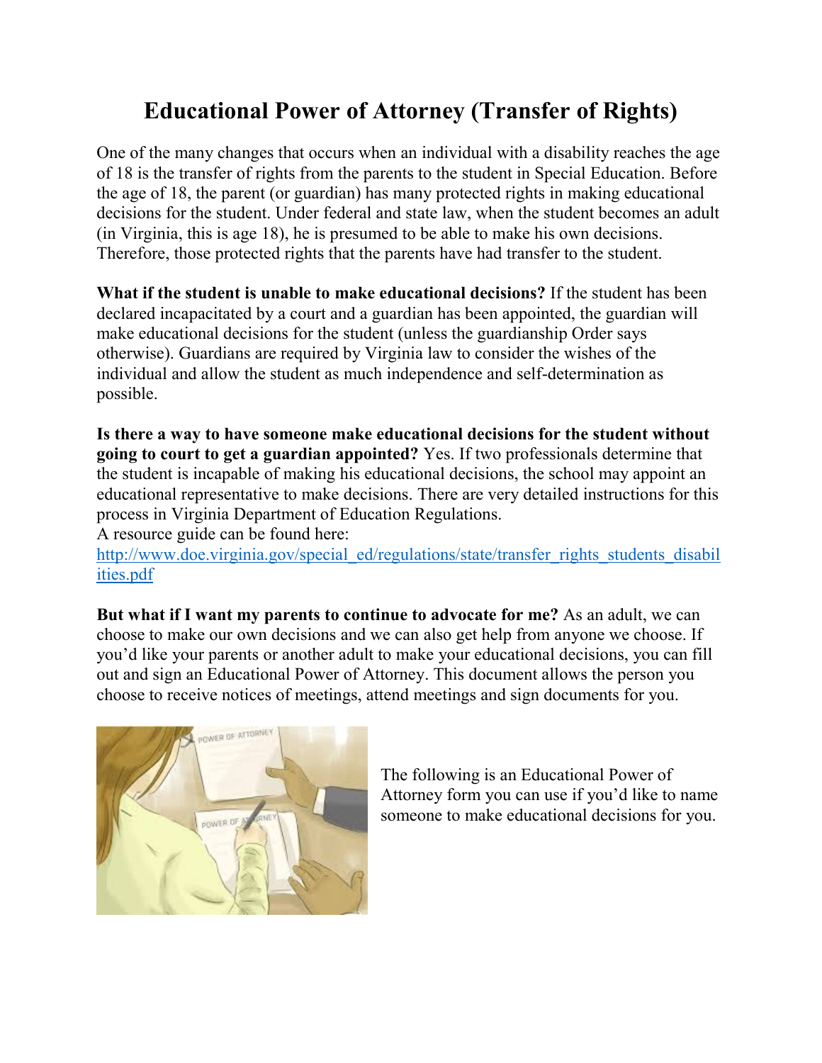# Educational Power of Attorney (Transfer of Rights)

One of the many changes that occurs when an individual with a disability reaches the age of 18 is the transfer of rights from the parents to the student in Special Education. Before the age of 18, the parent (or guardian) has many protected rights in making educational decisions for the student. Under federal and state law, when the student becomes an adult (in Virginia, this is age 18), he is presumed to be able to make his own decisions. Therefore, those protected rights that the parents have had transfer to the student.

**What if the student is unable to make educational decisions?** If the student has been declared incapacitated by a court and a guardian has been appointed, the guardian will make educational decisions for the student (unless the guardianship Order says otherwise). Guardians are required by Virginia law to consider the wishes of the individual and allow the student as much independence and self-determination as possible.

**Is there a way to have someone make educational decisions for the student without going to court to get a guardian appointed?** Yes. If two professionals determine that the student is incapable of making his educational decisions, the school may appoint an educational representative to make decisions. There are very detailed instructions for this process in Virginia Department of Education Regulations.
A resource guide can be found here:
http://www.doe.virginia.gov/special_ed/regulations/state/transfer_rights_students_disabilities.pdf

**But what if I want my parents to continue to advocate for me?** As an adult, we can choose to make our own decisions and we can also get help from anyone we choose. If you'd like your parents or another adult to make your educational decisions, you can fill out and sign an Educational Power of Attorney. This document allows the person you choose to receive notices of meetings, attend meetings and sign documents for you.

The following is an Educational Power of Attorney form you can use if you'd like to name someone to make educational decisions for you.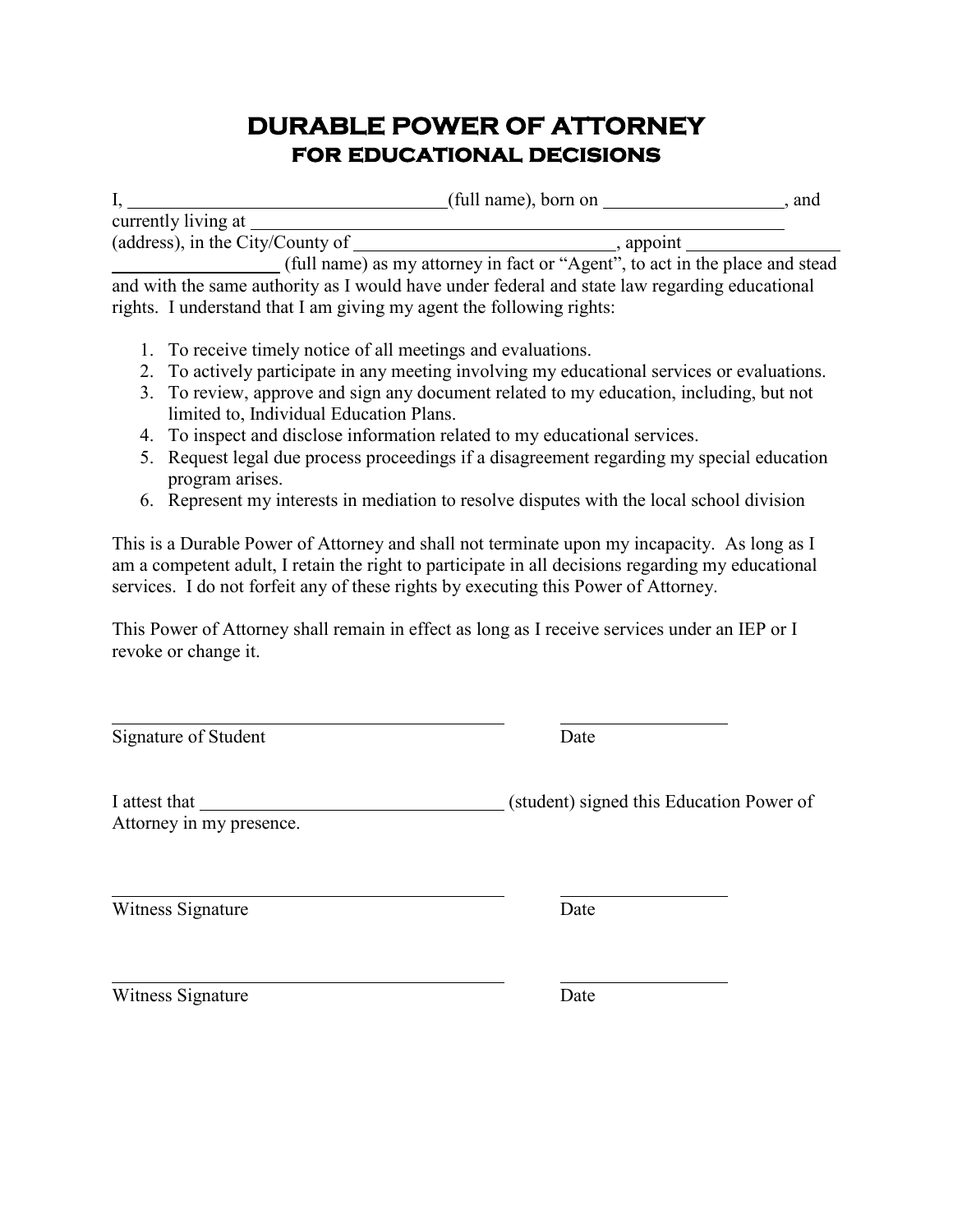# DURABLE POWER OF ATTORNEY
## FOR EDUCATIONAL DECISIONS

I, ______________________________(full name), born on ________________, and currently living at ______________________________________________________ (address), in the City/County of _________________________, appoint ______________ ________________ (full name) as my attorney in fact or "Agent", to act in the place and stead and with the same authority as I would have under federal and state law regarding educational rights. I understand that I am giving my agent the following rights:

1. To receive timely notice of all meetings and evaluations.
2. To actively participate in any meeting involving my educational services or evaluations.
3. To review, approve and sign any document related to my education, including, but not limited to, Individual Education Plans.
4. To inspect and disclose information related to my educational services.
5. Request legal due process proceedings if a disagreement regarding my special education program arises.
6. Represent my interests in mediation to resolve disputes with the local school division

This is a Durable Power of Attorney and shall not terminate upon my incapacity. As long as I am a competent adult, I retain the right to participate in all decisions regarding my educational services. I do not forfeit any of these rights by executing this Power of Attorney.

This Power of Attorney shall remain in effect as long as I receive services under an IEP or I revoke or change it.

_________________________________________ ________________

Signature of Student Date

I attest that ______________________________ (student) signed this Education Power of Attorney in my presence.

_________________________________________ ________________

Witness Signature Date

_________________________________________ ________________

Witness Signature Date